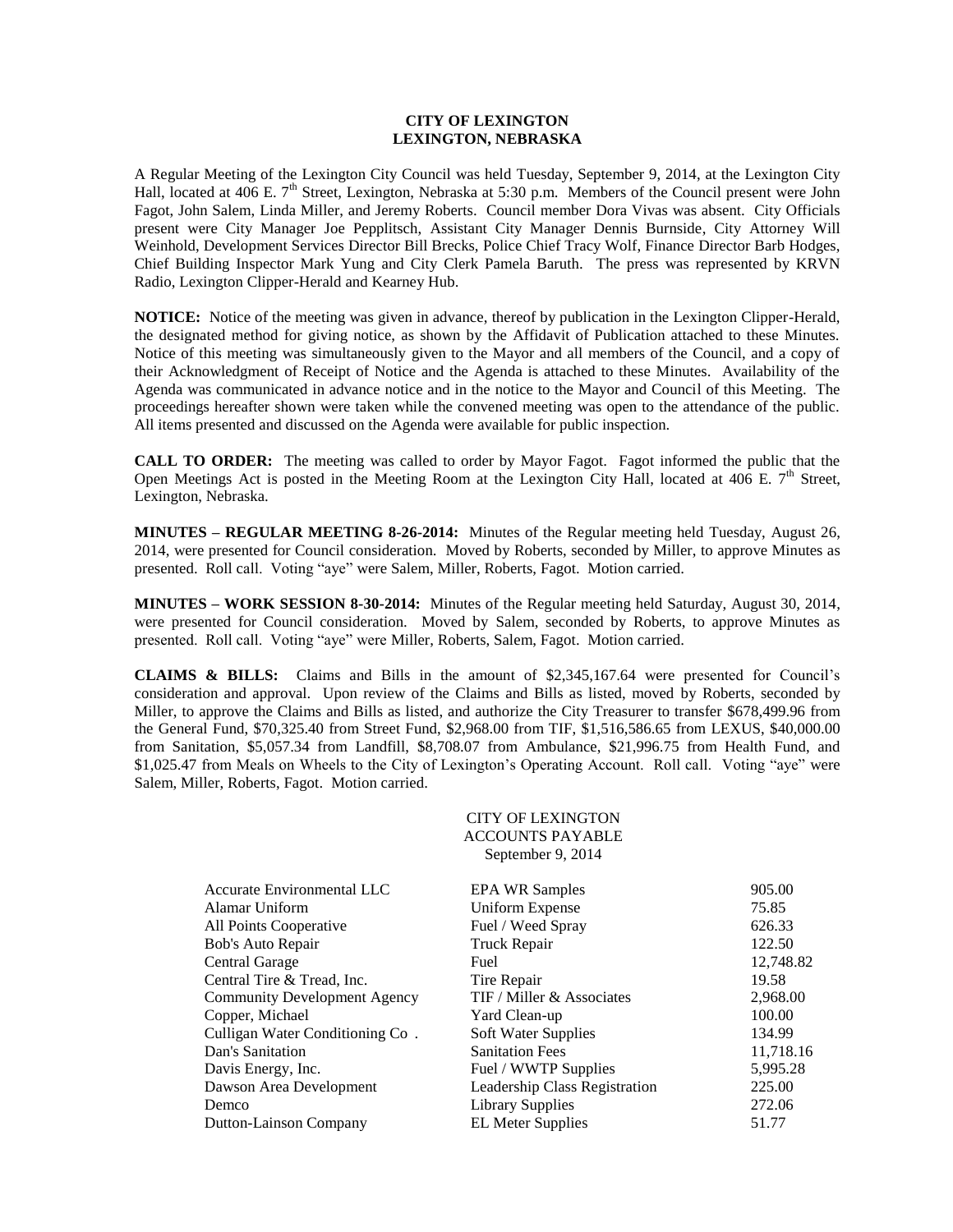**CITY OF LEXINGTON**
**LEXINGTON, NEBRASKA**

A Regular Meeting of the Lexington City Council was held Tuesday, September 9, 2014, at the Lexington City Hall, located at 406 E. 7th Street, Lexington, Nebraska at 5:30 p.m. Members of the Council present were John Fagot, John Salem, Linda Miller, and Jeremy Roberts. Council member Dora Vivas was absent. City Officials present were City Manager Joe Pepplitsch, Assistant City Manager Dennis Burnside, City Attorney Will Weinhold, Development Services Director Bill Brecks, Police Chief Tracy Wolf, Finance Director Barb Hodges, Chief Building Inspector Mark Yung and City Clerk Pamela Baruth. The press was represented by KRVN Radio, Lexington Clipper-Herald and Kearney Hub.

**NOTICE:** Notice of the meeting was given in advance, thereof by publication in the Lexington Clipper-Herald, the designated method for giving notice, as shown by the Affidavit of Publication attached to these Minutes. Notice of this meeting was simultaneously given to the Mayor and all members of the Council, and a copy of their Acknowledgment of Receipt of Notice and the Agenda is attached to these Minutes. Availability of the Agenda was communicated in advance notice and in the notice to the Mayor and Council of this Meeting. The proceedings hereafter shown were taken while the convened meeting was open to the attendance of the public. All items presented and discussed on the Agenda were available for public inspection.

**CALL TO ORDER:** The meeting was called to order by Mayor Fagot. Fagot informed the public that the Open Meetings Act is posted in the Meeting Room at the Lexington City Hall, located at 406 E. 7th Street, Lexington, Nebraska.

**MINUTES – REGULAR MEETING 8-26-2014:** Minutes of the Regular meeting held Tuesday, August 26, 2014, were presented for Council consideration. Moved by Roberts, seconded by Miller, to approve Minutes as presented. Roll call. Voting "aye" were Salem, Miller, Roberts, Fagot. Motion carried.

**MINUTES – WORK SESSION 8-30-2014:** Minutes of the Regular meeting held Saturday, August 30, 2014, were presented for Council consideration. Moved by Salem, seconded by Roberts, to approve Minutes as presented. Roll call. Voting "aye" were Miller, Roberts, Salem, Fagot. Motion carried.

**CLAIMS & BILLS:** Claims and Bills in the amount of $2,345,167.64 were presented for Council's consideration and approval. Upon review of the Claims and Bills as listed, moved by Roberts, seconded by Miller, to approve the Claims and Bills as listed, and authorize the City Treasurer to transfer $678,499.96 from the General Fund, $70,325.40 from Street Fund, $2,968.00 from TIF, $1,516,586.65 from LEXUS, $40,000.00 from Sanitation, $5,057.34 from Landfill, $8,708.07 from Ambulance, $21,996.75 from Health Fund, and $1,025.47 from Meals on Wheels to the City of Lexington's Operating Account. Roll call. Voting "aye" were Salem, Miller, Roberts, Fagot. Motion carried.

CITY OF LEXINGTON
ACCOUNTS PAYABLE
September 9, 2014

| | | |
|---|---|---|
| Accurate Environmental LLC | EPA WR Samples | 905.00 |
| Alamar Uniform | Uniform Expense | 75.85 |
| All Points Cooperative | Fuel / Weed Spray | 626.33 |
| Bob's Auto Repair | Truck Repair | 122.50 |
| Central Garage | Fuel | 12,748.82 |
| Central Tire & Tread, Inc. | Tire Repair | 19.58 |
| Community Development Agency | TIF / Miller & Associates | 2,968.00 |
| Copper, Michael | Yard Clean-up | 100.00 |
| Culligan Water Conditioning Co . | Soft Water Supplies | 134.99 |
| Dan's Sanitation | Sanitation Fees | 11,718.16 |
| Davis Energy, Inc. | Fuel / WWTP Supplies | 5,995.28 |
| Dawson Area Development | Leadership Class Registration | 225.00 |
| Demco | Library Supplies | 272.06 |
| Dutton-Lainson Company | EL Meter Supplies | 51.77 |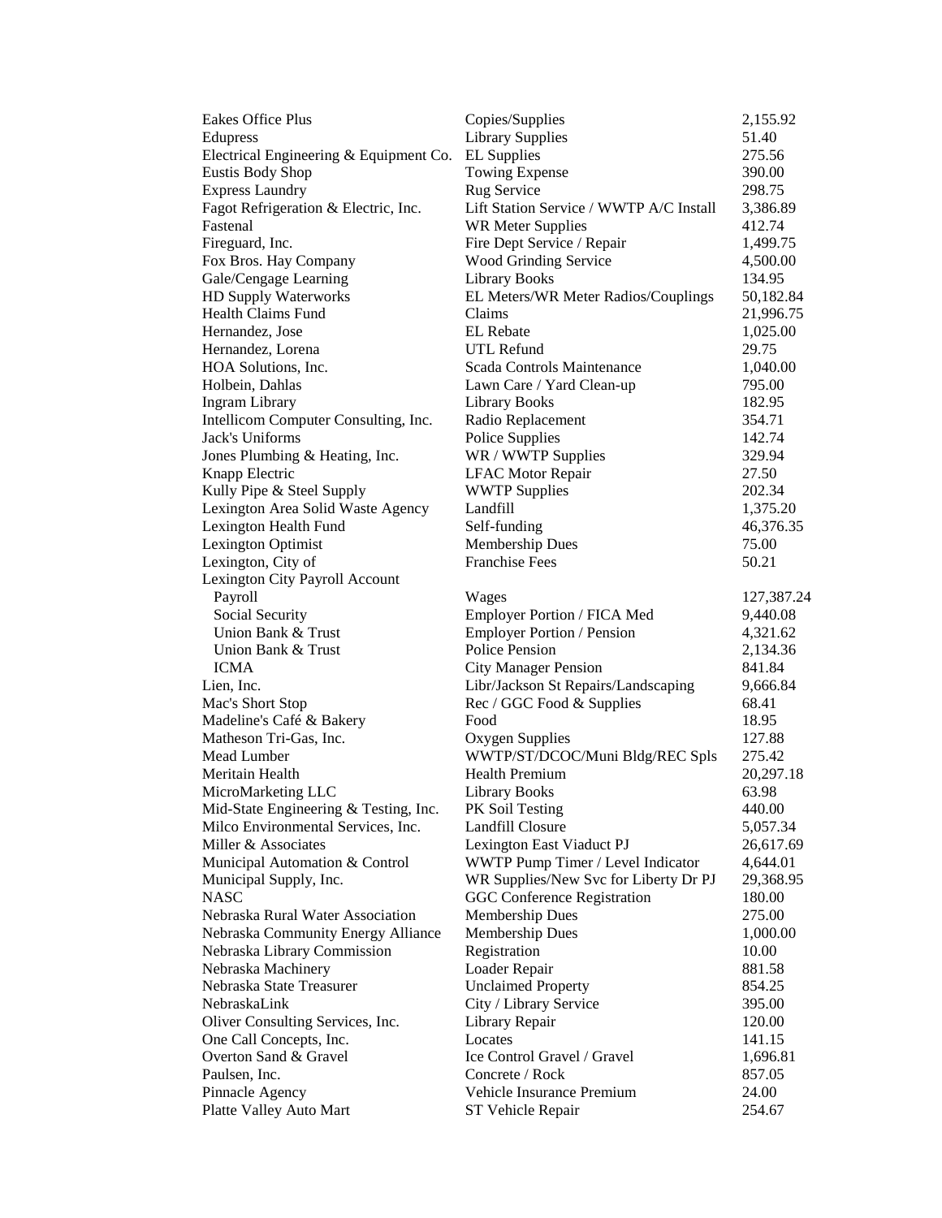| | | |
|---|---|---|
| Eakes Office Plus | Copies/Supplies | 2,155.92 |
| Edupress | Library Supplies | 51.40 |
| Electrical Engineering & Equipment Co. | EL Supplies | 275.56 |
| Eustis Body Shop | Towing Expense | 390.00 |
| Express Laundry | Rug Service | 298.75 |
| Fagot Refrigeration & Electric, Inc. | Lift Station Service / WWTP A/C Install | 3,386.89 |
| Fastenal | WR Meter Supplies | 412.74 |
| Fireguard, Inc. | Fire Dept Service / Repair | 1,499.75 |
| Fox Bros. Hay Company | Wood Grinding Service | 4,500.00 |
| Gale/Cengage Learning | Library Books | 134.95 |
| HD Supply Waterworks | EL Meters/WR Meter Radios/Couplings | 50,182.84 |
| Health Claims Fund | Claims | 21,996.75 |
| Hernandez, Jose | EL Rebate | 1,025.00 |
| Hernandez, Lorena | UTL Refund | 29.75 |
| HOA Solutions, Inc. | Scada Controls Maintenance | 1,040.00 |
| Holbein, Dahlas | Lawn Care / Yard Clean-up | 795.00 |
| Ingram Library | Library Books | 182.95 |
| Intellicom Computer Consulting, Inc. | Radio Replacement | 354.71 |
| Jack's Uniforms | Police Supplies | 142.74 |
| Jones Plumbing & Heating, Inc. | WR / WWTP Supplies | 329.94 |
| Knapp Electric | LFAC Motor Repair | 27.50 |
| Kully Pipe & Steel Supply | WWTP Supplies | 202.34 |
| Lexington Area Solid Waste Agency | Landfill | 1,375.20 |
| Lexington Health Fund | Self-funding | 46,376.35 |
| Lexington Optimist | Membership Dues | 75.00 |
| Lexington, City of | Franchise Fees | 50.21 |
| Lexington City Payroll Account | | |
| Payroll | Wages | 127,387.24 |
| Social Security | Employer Portion / FICA Med | 9,440.08 |
| Union Bank & Trust | Employer Portion / Pension | 4,321.62 |
| Union Bank & Trust | Police Pension | 2,134.36 |
| ICMA | City Manager Pension | 841.84 |
| Lien, Inc. | Libr/Jackson St Repairs/Landscaping | 9,666.84 |
| Mac's Short Stop | Rec / GGC Food & Supplies | 68.41 |
| Madeline's Café & Bakery | Food | 18.95 |
| Matheson Tri-Gas, Inc. | Oxygen Supplies | 127.88 |
| Mead Lumber | WWTP/ST/DCOC/Muni Bldg/REC Spls | 275.42 |
| Meritain Health | Health Premium | 20,297.18 |
| MicroMarketing LLC | Library Books | 63.98 |
| Mid-State Engineering & Testing, Inc. | PK Soil Testing | 440.00 |
| Milco Environmental Services, Inc. | Landfill Closure | 5,057.34 |
| Miller & Associates | Lexington East Viaduct PJ | 26,617.69 |
| Municipal Automation & Control | WWTP Pump Timer / Level Indicator | 4,644.01 |
| Municipal Supply, Inc. | WR Supplies/New Svc for Liberty Dr PJ | 29,368.95 |
| NASC | GGC Conference Registration | 180.00 |
| Nebraska Rural Water Association | Membership Dues | 275.00 |
| Nebraska Community Energy Alliance | Membership Dues | 1,000.00 |
| Nebraska Library Commission | Registration | 10.00 |
| Nebraska Machinery | Loader Repair | 881.58 |
| Nebraska State Treasurer | Unclaimed Property | 854.25 |
| NebraskaLink | City / Library Service | 395.00 |
| Oliver Consulting Services, Inc. | Library Repair | 120.00 |
| One Call Concepts, Inc. | Locates | 141.15 |
| Overton Sand & Gravel | Ice Control Gravel / Gravel | 1,696.81 |
| Paulsen, Inc. | Concrete / Rock | 857.05 |
| Pinnacle Agency | Vehicle Insurance Premium | 24.00 |
| Platte Valley Auto Mart | ST Vehicle Repair | 254.67 |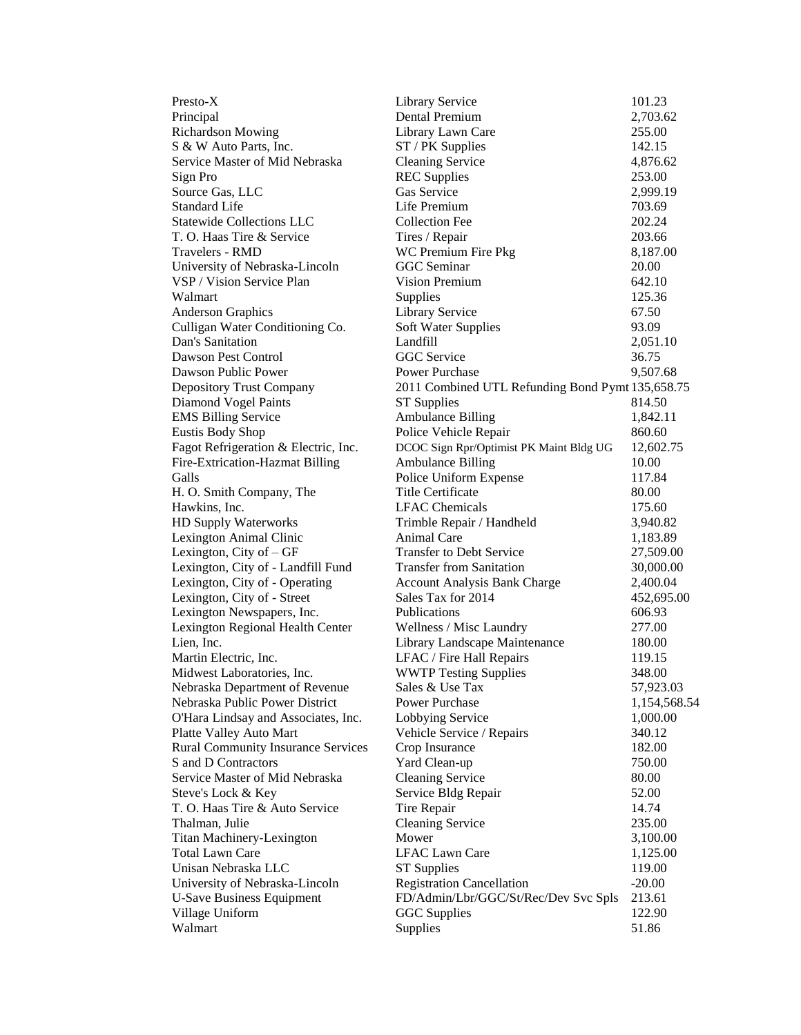| | | |
|---|---|---|
| Presto-X | Library Service | 101.23 |
| Principal | Dental Premium | 2,703.62 |
| Richardson Mowing | Library Lawn Care | 255.00 |
| S & W Auto Parts, Inc. | ST / PK Supplies | 142.15 |
| Service Master of Mid Nebraska | Cleaning Service | 4,876.62 |
| Sign Pro | REC Supplies | 253.00 |
| Source Gas, LLC | Gas Service | 2,999.19 |
| Standard Life | Life Premium | 703.69 |
| Statewide Collections LLC | Collection Fee | 202.24 |
| T. O. Haas Tire & Service | Tires / Repair | 203.66 |
| Travelers - RMD | WC Premium Fire Pkg | 8,187.00 |
| University of Nebraska-Lincoln | GGC Seminar | 20.00 |
| VSP / Vision Service Plan | Vision Premium | 642.10 |
| Walmart | Supplies | 125.36 |
| Anderson Graphics | Library Service | 67.50 |
| Culligan Water Conditioning Co. | Soft Water Supplies | 93.09 |
| Dan's Sanitation | Landfill | 2,051.10 |
| Dawson Pest Control | GGC Service | 36.75 |
| Dawson Public Power | Power Purchase | 9,507.68 |
| Depository Trust Company | 2011 Combined UTL Refunding Bond Pymt | 135,658.75 |
| Diamond Vogel Paints | ST Supplies | 814.50 |
| EMS Billing Service | Ambulance Billing | 1,842.11 |
| Eustis Body Shop | Police Vehicle Repair | 860.60 |
| Fagot Refrigeration & Electric, Inc. | DCOC Sign Rpr/Optimist PK Maint Bldg UG | 12,602.75 |
| Fire-Extrication-Hazmat Billing | Ambulance Billing | 10.00 |
| Galls | Police Uniform Expense | 117.84 |
| H. O. Smith Company, The | Title Certificate | 80.00 |
| Hawkins, Inc. | LFAC Chemicals | 175.60 |
| HD Supply Waterworks | Trimble Repair / Handheld | 3,940.82 |
| Lexington Animal Clinic | Animal Care | 1,183.89 |
| Lexington, City of – GF | Transfer to Debt Service | 27,509.00 |
| Lexington, City of - Landfill Fund | Transfer from Sanitation | 30,000.00 |
| Lexington, City of - Operating | Account Analysis Bank Charge | 2,400.04 |
| Lexington, City of - Street | Sales Tax for 2014 | 452,695.00 |
| Lexington Newspapers, Inc. | Publications | 606.93 |
| Lexington Regional Health Center | Wellness / Misc Laundry | 277.00 |
| Lien, Inc. | Library Landscape Maintenance | 180.00 |
| Martin Electric, Inc. | LFAC / Fire Hall Repairs | 119.15 |
| Midwest Laboratories, Inc. | WWTP Testing Supplies | 348.00 |
| Nebraska Department of Revenue | Sales & Use Tax | 57,923.03 |
| Nebraska Public Power District | Power Purchase | 1,154,568.54 |
| O'Hara Lindsay and Associates, Inc. | Lobbying Service | 1,000.00 |
| Platte Valley Auto Mart | Vehicle Service / Repairs | 340.12 |
| Rural Community Insurance Services | Crop Insurance | 182.00 |
| S and D Contractors | Yard Clean-up | 750.00 |
| Service Master of Mid Nebraska | Cleaning Service | 80.00 |
| Steve's Lock & Key | Service Bldg Repair | 52.00 |
| T. O. Haas Tire & Auto Service | Tire Repair | 14.74 |
| Thalman, Julie | Cleaning Service | 235.00 |
| Titan Machinery-Lexington | Mower | 3,100.00 |
| Total Lawn Care | LFAC Lawn Care | 1,125.00 |
| Unisan Nebraska LLC | ST Supplies | 119.00 |
| University of Nebraska-Lincoln | Registration Cancellation | -20.00 |
| U-Save Business Equipment | FD/Admin/Lbr/GGC/St/Rec/Dev Svc Spls | 213.61 |
| Village Uniform | GGC Supplies | 122.90 |
| Walmart | Supplies | 51.86 |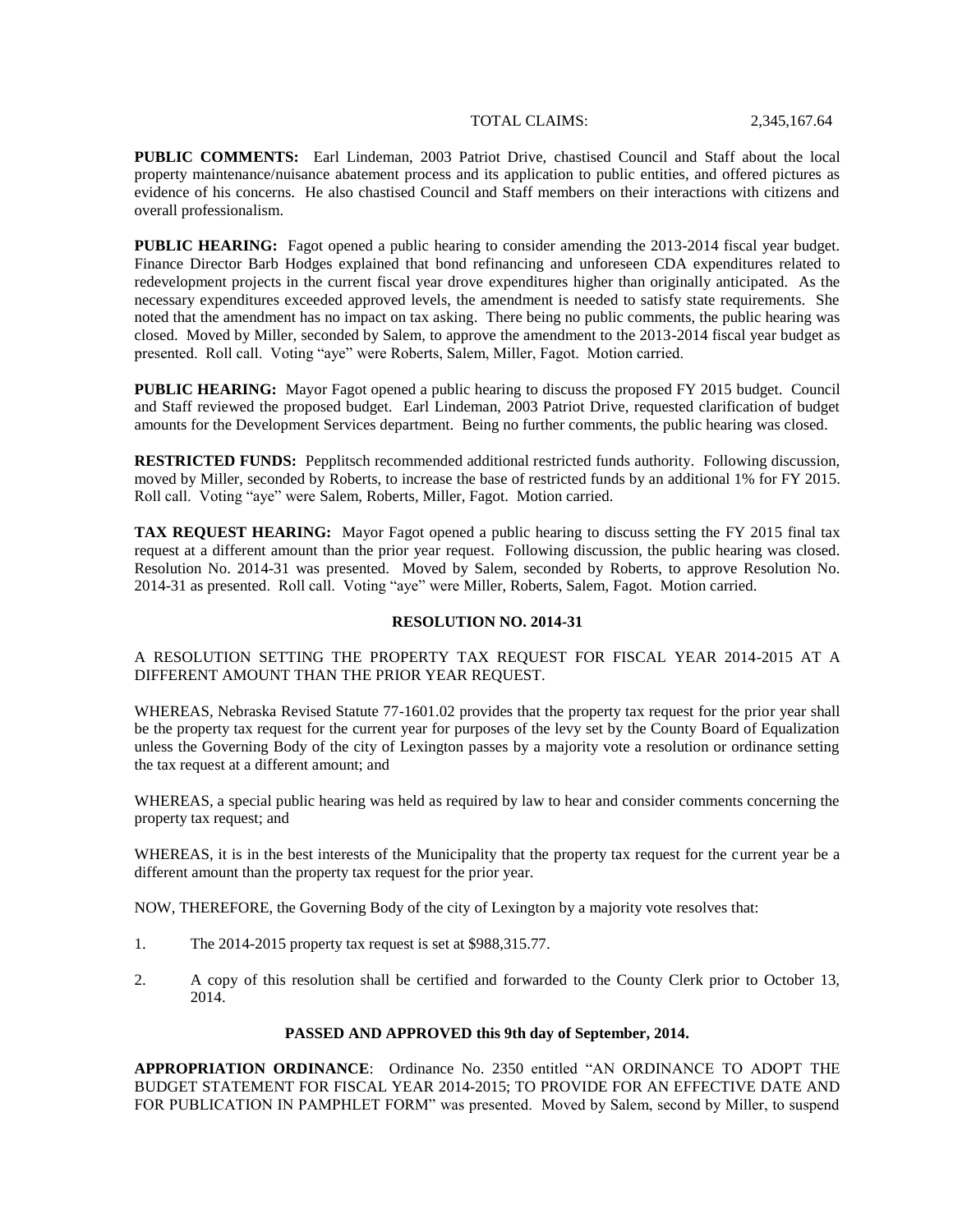TOTAL CLAIMS: 2,345,167.64

**PUBLIC COMMENTS:** Earl Lindeman, 2003 Patriot Drive, chastised Council and Staff about the local property maintenance/nuisance abatement process and its application to public entities, and offered pictures as evidence of his concerns. He also chastised Council and Staff members on their interactions with citizens and overall professionalism.

**PUBLIC HEARING:** Fagot opened a public hearing to consider amending the 2013-2014 fiscal year budget. Finance Director Barb Hodges explained that bond refinancing and unforeseen CDA expenditures related to redevelopment projects in the current fiscal year drove expenditures higher than originally anticipated. As the necessary expenditures exceeded approved levels, the amendment is needed to satisfy state requirements. She noted that the amendment has no impact on tax asking. There being no public comments, the public hearing was closed. Moved by Miller, seconded by Salem, to approve the amendment to the 2013-2014 fiscal year budget as presented. Roll call. Voting "aye" were Roberts, Salem, Miller, Fagot. Motion carried.

**PUBLIC HEARING:** Mayor Fagot opened a public hearing to discuss the proposed FY 2015 budget. Council and Staff reviewed the proposed budget. Earl Lindeman, 2003 Patriot Drive, requested clarification of budget amounts for the Development Services department. Being no further comments, the public hearing was closed.

**RESTRICTED FUNDS:** Pepplitsch recommended additional restricted funds authority. Following discussion, moved by Miller, seconded by Roberts, to increase the base of restricted funds by an additional 1% for FY 2015. Roll call. Voting "aye" were Salem, Roberts, Miller, Fagot. Motion carried.

**TAX REQUEST HEARING:** Mayor Fagot opened a public hearing to discuss setting the FY 2015 final tax request at a different amount than the prior year request. Following discussion, the public hearing was closed. Resolution No. 2014-31 was presented. Moved by Salem, seconded by Roberts, to approve Resolution No. 2014-31 as presented. Roll call. Voting "aye" were Miller, Roberts, Salem, Fagot. Motion carried.

**RESOLUTION NO. 2014-31**

A RESOLUTION SETTING THE PROPERTY TAX REQUEST FOR FISCAL YEAR 2014-2015 AT A DIFFERENT AMOUNT THAN THE PRIOR YEAR REQUEST.

WHEREAS, Nebraska Revised Statute 77-1601.02 provides that the property tax request for the prior year shall be the property tax request for the current year for purposes of the levy set by the County Board of Equalization unless the Governing Body of the city of Lexington passes by a majority vote a resolution or ordinance setting the tax request at a different amount; and

WHEREAS, a special public hearing was held as required by law to hear and consider comments concerning the property tax request; and

WHEREAS, it is in the best interests of the Municipality that the property tax request for the current year be a different amount than the property tax request for the prior year.

NOW, THEREFORE, the Governing Body of the city of Lexington by a majority vote resolves that:

1. The 2014-2015 property tax request is set at $988,315.77.

2. A copy of this resolution shall be certified and forwarded to the County Clerk prior to October 13, 2014.

**PASSED AND APPROVED this 9th day of September, 2014.**

**APPROPRIATION ORDINANCE**: Ordinance No. 2350 entitled "AN ORDINANCE TO ADOPT THE BUDGET STATEMENT FOR FISCAL YEAR 2014-2015; TO PROVIDE FOR AN EFFECTIVE DATE AND FOR PUBLICATION IN PAMPHLET FORM" was presented. Moved by Salem, second by Miller, to suspend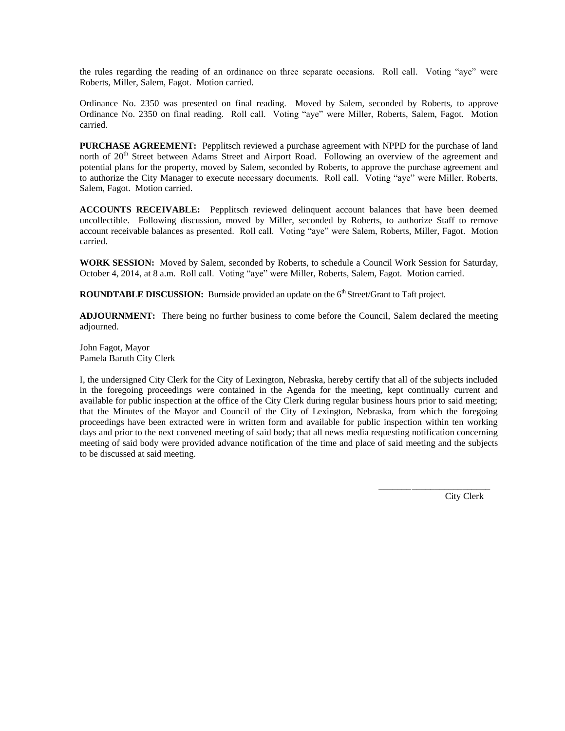the rules regarding the reading of an ordinance on three separate occasions. Roll call. Voting "aye" were Roberts, Miller, Salem, Fagot. Motion carried.

Ordinance No. 2350 was presented on final reading. Moved by Salem, seconded by Roberts, to approve Ordinance No. 2350 on final reading. Roll call. Voting "aye" were Miller, Roberts, Salem, Fagot. Motion carried.

**PURCHASE AGREEMENT:** Pepplitsch reviewed a purchase agreement with NPPD for the purchase of land north of 20th Street between Adams Street and Airport Road. Following an overview of the agreement and potential plans for the property, moved by Salem, seconded by Roberts, to approve the purchase agreement and to authorize the City Manager to execute necessary documents. Roll call. Voting "aye" were Miller, Roberts, Salem, Fagot. Motion carried.

**ACCOUNTS RECEIVABLE:** Pepplitsch reviewed delinquent account balances that have been deemed uncollectible. Following discussion, moved by Miller, seconded by Roberts, to authorize Staff to remove account receivable balances as presented. Roll call. Voting "aye" were Salem, Roberts, Miller, Fagot. Motion carried.

**WORK SESSION:** Moved by Salem, seconded by Roberts, to schedule a Council Work Session for Saturday, October 4, 2014, at 8 a.m. Roll call. Voting "aye" were Miller, Roberts, Salem, Fagot. Motion carried.

**ROUNDTABLE DISCUSSION:** Burnside provided an update on the 6th Street/Grant to Taft project.

**ADJOURNMENT:** There being no further business to come before the Council, Salem declared the meeting adjourned.

John Fagot, Mayor
Pamela Baruth City Clerk

I, the undersigned City Clerk for the City of Lexington, Nebraska, hereby certify that all of the subjects included in the foregoing proceedings were contained in the Agenda for the meeting, kept continually current and available for public inspection at the office of the City Clerk during regular business hours prior to said meeting; that the Minutes of the Mayor and Council of the City of Lexington, Nebraska, from which the foregoing proceedings have been extracted were in written form and available for public inspection within ten working days and prior to the next convened meeting of said body; that all news media requesting notification concerning meeting of said body were provided advance notification of the time and place of said meeting and the subjects to be discussed at said meeting.

\_\_\_\_\_\_\_\_\_\_\_\_\_\_\_\_\_\_\_\_\_\_\_\_

City Clerk